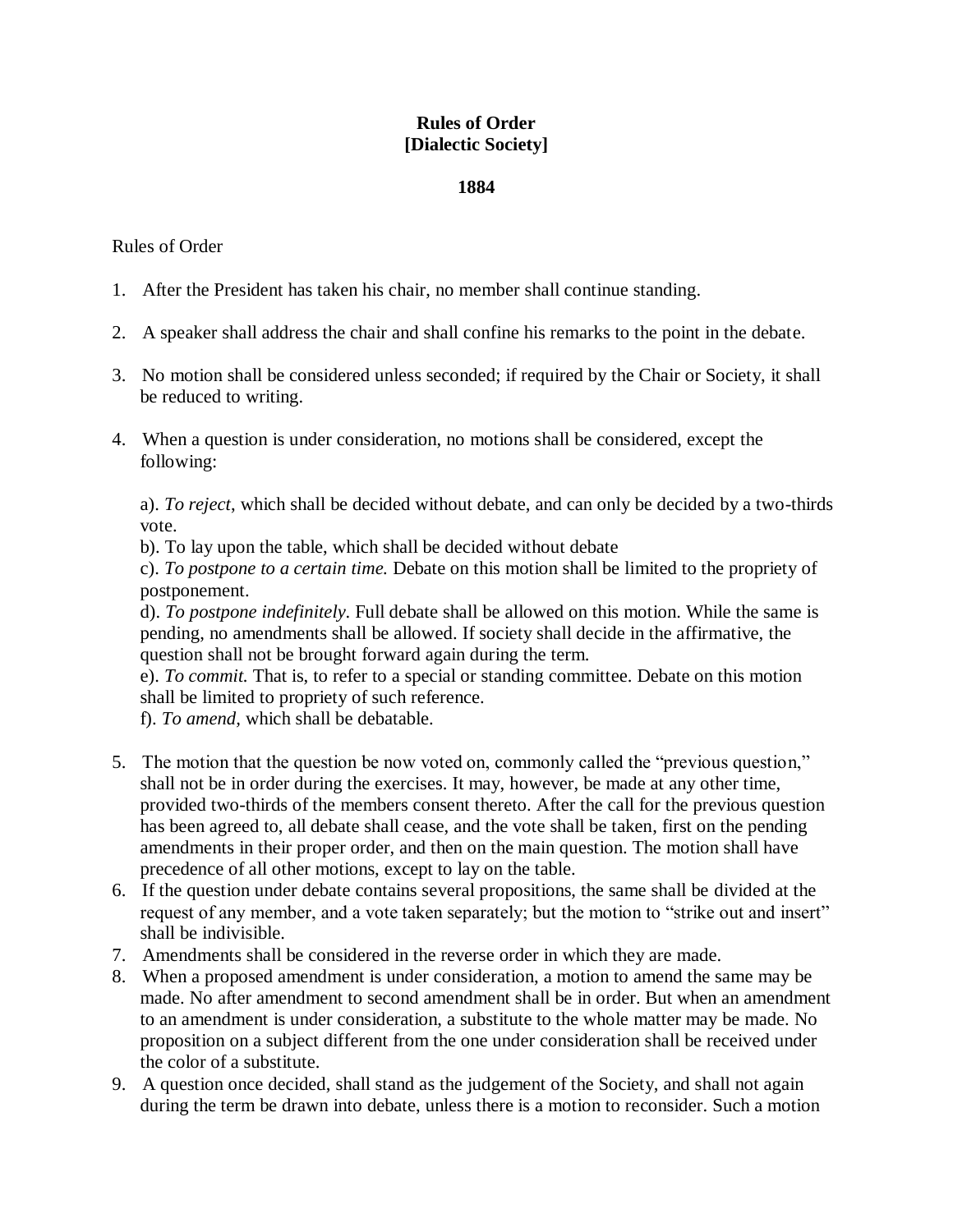# Rules of Order
# [Dialectic Society]

## 1884

Rules of Order

1. After the President has taken his chair, no member shall continue standing.

2. A speaker shall address the chair and shall confine his remarks to the point in the debate.

3. No motion shall be considered unless seconded; if required by the Chair or Society, it shall be reduced to writing.

4. When a question is under consideration, no motions shall be considered, except the following:

   a). *To reject*, which shall be decided without debate, and can only be decided by a two-thirds vote.
   b). To lay upon the table, which shall be decided without debate
   c). *To postpone to a certain time.* Debate on this motion shall be limited to the propriety of postponement.
   d). *To postpone indefinitely.* Full debate shall be allowed on this motion. While the same is pending, no amendments shall be allowed. If society shall decide in the affirmative, the question shall not be brought forward again during the term.
   e). *To commit.* That is, to refer to a special or standing committee. Debate on this motion shall be limited to propriety of such reference.
   f). *To amend,* which shall be debatable.

5. The motion that the question be now voted on, commonly called the "previous question," shall not be in order during the exercises. It may, however, be made at any other time, provided two-thirds of the members consent thereto. After the call for the previous question has been agreed to, all debate shall cease, and the vote shall be taken, first on the pending amendments in their proper order, and then on the main question. The motion shall have precedence of all other motions, except to lay on the table.
6. If the question under debate contains several propositions, the same shall be divided at the request of any member, and a vote taken separately; but the motion to "strike out and insert" shall be indivisible.
7. Amendments shall be considered in the reverse order in which they are made.
8. When a proposed amendment is under consideration, a motion to amend the same may be made. No after amendment to second amendment shall be in order. But when an amendment to an amendment is under consideration, a substitute to the whole matter may be made. No proposition on a subject different from the one under consideration shall be received under the color of a substitute.
9. A question once decided, shall stand as the judgement of the Society, and shall not again during the term be drawn into debate, unless there is a motion to reconsider. Such a motion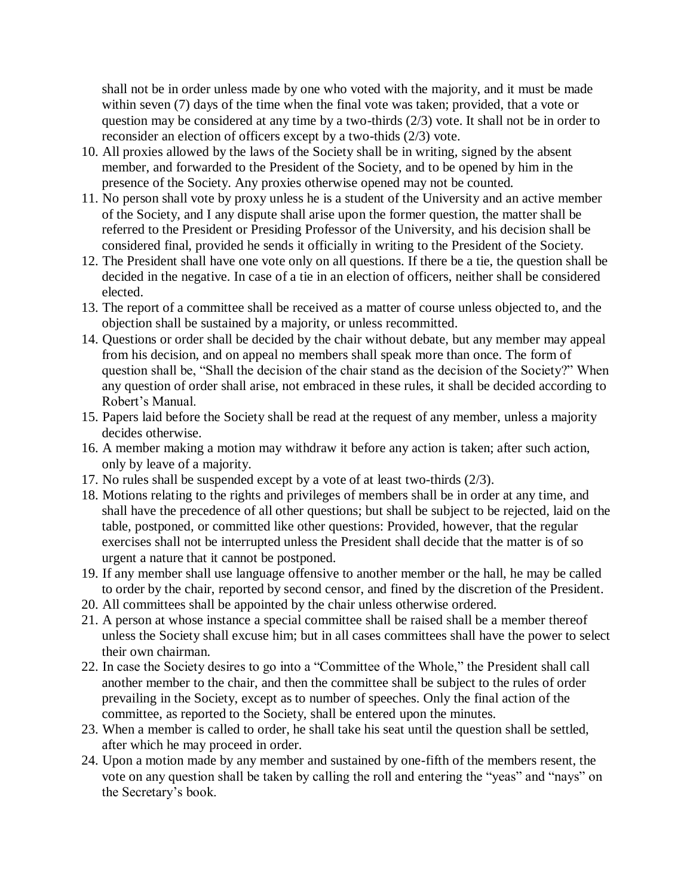shall not be in order unless made by one who voted with the majority, and it must be made within seven (7) days of the time when the final vote was taken; provided, that a vote or question may be considered at any time by a two-thirds (2/3) vote. It shall not be in order to reconsider an election of officers except by a two-thids (2/3) vote.

10. All proxies allowed by the laws of the Society shall be in writing, signed by the absent member, and forwarded to the President of the Society, and to be opened by him in the presence of the Society. Any proxies otherwise opened may not be counted.
11. No person shall vote by proxy unless he is a student of the University and an active member of the Society, and I any dispute shall arise upon the former question, the matter shall be referred to the President or Presiding Professor of the University, and his decision shall be considered final, provided he sends it officially in writing to the President of the Society.
12. The President shall have one vote only on all questions. If there be a tie, the question shall be decided in the negative. In case of a tie in an election of officers, neither shall be considered elected.
13. The report of a committee shall be received as a matter of course unless objected to, and the objection shall be sustained by a majority, or unless recommitted.
14. Questions or order shall be decided by the chair without debate, but any member may appeal from his decision, and on appeal no members shall speak more than once. The form of question shall be, "Shall the decision of the chair stand as the decision of the Society?" When any question of order shall arise, not embraced in these rules, it shall be decided according to Robert's Manual.
15. Papers laid before the Society shall be read at the request of any member, unless a majority decides otherwise.
16. A member making a motion may withdraw it before any action is taken; after such action, only by leave of a majority.
17. No rules shall be suspended except by a vote of at least two-thirds (2/3).
18. Motions relating to the rights and privileges of members shall be in order at any time, and shall have the precedence of all other questions; but shall be subject to be rejected, laid on the table, postponed, or committed like other questions: Provided, however, that the regular exercises shall not be interrupted unless the President shall decide that the matter is of so urgent a nature that it cannot be postponed.
19. If any member shall use language offensive to another member or the hall, he may be called to order by the chair, reported by second censor, and fined by the discretion of the President.
20. All committees shall be appointed by the chair unless otherwise ordered.
21. A person at whose instance a special committee shall be raised shall be a member thereof unless the Society shall excuse him; but in all cases committees shall have the power to select their own chairman.
22. In case the Society desires to go into a "Committee of the Whole," the President shall call another member to the chair, and then the committee shall be subject to the rules of order prevailing in the Society, except as to number of speeches. Only the final action of the committee, as reported to the Society, shall be entered upon the minutes.
23. When a member is called to order, he shall take his seat until the question shall be settled, after which he may proceed in order.
24. Upon a motion made by any member and sustained by one-fifth of the members resent, the vote on any question shall be taken by calling the roll and entering the "yeas" and "nays" on the Secretary's book.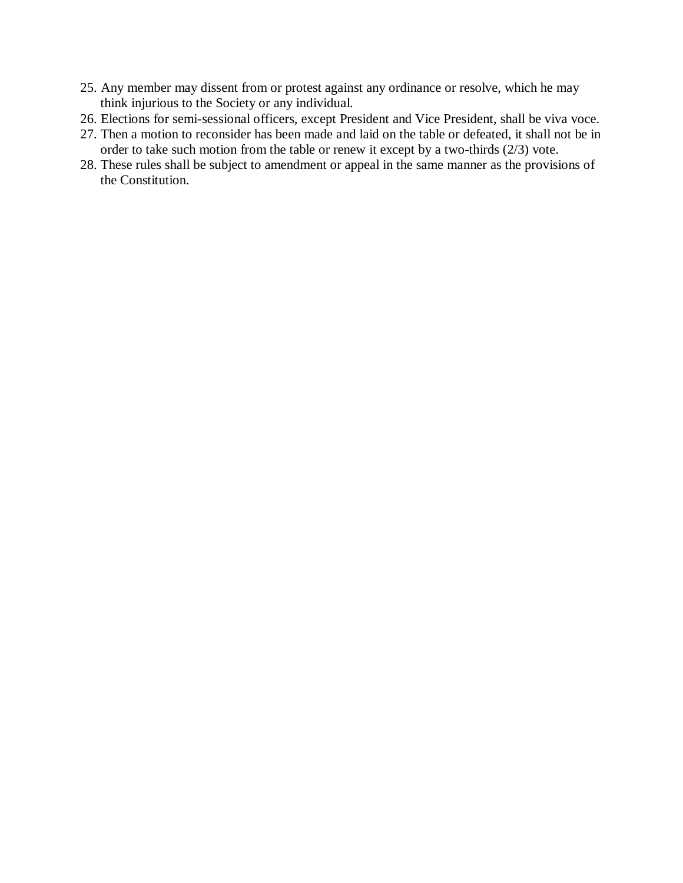25. Any member may dissent from or protest against any ordinance or resolve, which he may think injurious to the Society or any individual.
26. Elections for semi-sessional officers, except President and Vice President, shall be viva voce.
27. Then a motion to reconsider has been made and laid on the table or defeated, it shall not be in order to take such motion from the table or renew it except by a two-thirds (2/3) vote.
28. These rules shall be subject to amendment or appeal in the same manner as the provisions of the Constitution.